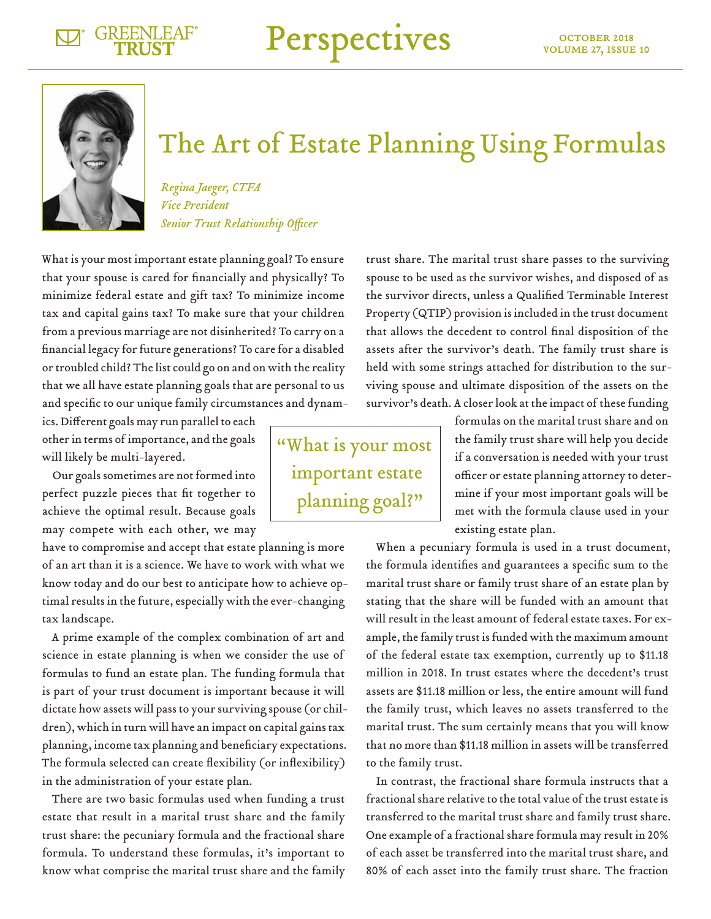# The Art of Estate Planning Using Formulas

*Regina Jaeger, CTFA*
*Vice President*
*Senior Trust Relationship Officer*

What is your most important estate planning goal? To ensure that your spouse is cared for financially and physically? To minimize federal estate and gift tax? To minimize income tax and capital gains tax? To make sure that your children from a previous marriage are not disinherited? To carry on a financial legacy for future generations? To care for a disabled or troubled child? The list could go on and on with the reality that we all have estate planning goals that are personal to us and specific to our unique family circumstances and dynamics. Different goals may run parallel to each other in terms of importance, and the goals will likely be multi-layered.

Our goals sometimes are not formed into perfect puzzle pieces that fit together to achieve the optimal result. Because goals may compete with each other, we may have to compromise and accept that estate planning is more of an art than it is a science. We have to work with what we know today and do our best to anticipate how to achieve optimal results in the future, especially with the ever-changing tax landscape.

A prime example of the complex combination of art and science in estate planning is when we consider the use of formulas to fund an estate plan. The funding formula that is part of your trust document is important because it will dictate how assets will pass to your surviving spouse (or children), which in turn will have an impact on capital gains tax planning, income tax planning and beneficiary expectations. The formula selected can create flexibility (or inflexibility) in the administration of your estate plan.

There are two basic formulas used when funding a trust estate that result in a marital trust share and the family trust share: the pecuniary formula and the fractional share formula. To understand these formulas, it's important to know what comprise the marital trust share and the family trust share. The marital trust share passes to the surviving spouse to be used as the survivor wishes, and disposed of as the survivor directs, unless a Qualified Terminable Interest Property (QTIP) provision is included in the trust document that allows the decedent to control final disposition of the assets after the survivor's death. The family trust share is held with some strings attached for distribution to the surviving spouse and ultimate disposition of the assets on the survivor's death. A closer look at the impact of these funding formulas on the marital trust share and on the family trust share will help you decide if a conversation is needed with your trust officer or estate planning attorney to determine if your most important goals will be met with the formula clause used in your existing estate plan.

> "What is your most important estate planning goal?"

When a pecuniary formula is used in a trust document, the formula identifies and guarantees a specific sum to the marital trust share or family trust share of an estate plan by stating that the share will be funded with an amount that will result in the least amount of federal estate taxes. For example, the family trust is funded with the maximum amount of the federal estate tax exemption, currently up to $11.18 million in 2018. In trust estates where the decedent's trust assets are $11.18 million or less, the entire amount will fund the family trust, which leaves no assets transferred to the marital trust. The sum certainly means that you will know that no more than $11.18 million in assets will be transferred to the family trust.

In contrast, the fractional share formula instructs that a fractional share relative to the total value of the trust estate is transferred to the marital trust share and family trust share. One example of a fractional share formula may result in 20% of each asset be transferred into the marital trust share, and 80% of each asset into the family trust share. The fraction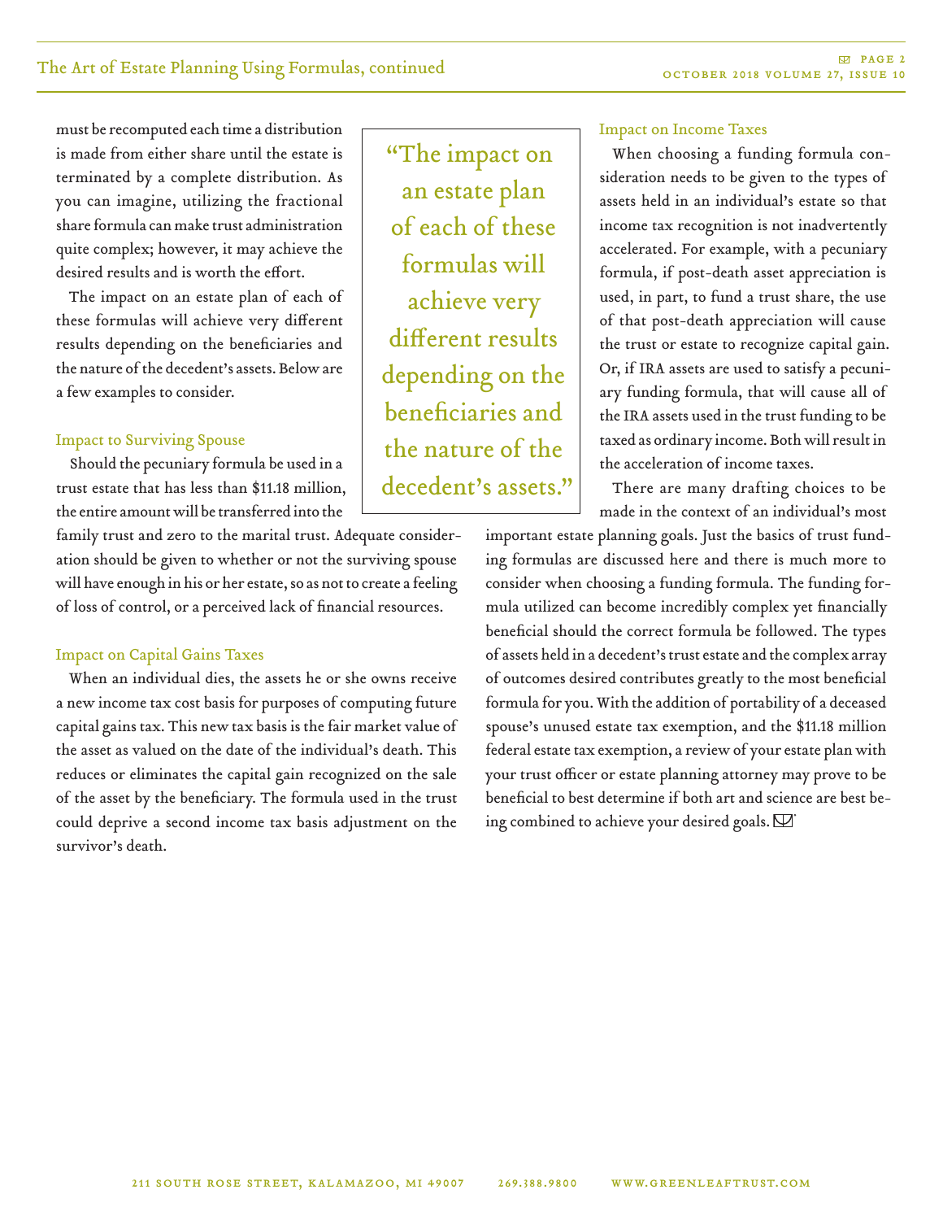must be recomputed each time a distribution is made from either share until the estate is terminated by a complete distribution. As you can imagine, utilizing the fractional share formula can make trust administration quite complex; however, it may achieve the desired results and is worth the effort.

The impact on an estate plan of each of these formulas will achieve very different results depending on the beneficiaries and the nature of the decedent's assets. Below are a few examples to consider.

> "The impact on an estate plan of each of these formulas will achieve very different results depending on the beneficiaries and the nature of the decedent's assets."

### Impact to Surviving Spouse

Should the pecuniary formula be used in a trust estate that has less than $11.18 million, the entire amount will be transferred into the family trust and zero to the marital trust. Adequate consideration should be given to whether or not the surviving spouse will have enough in his or her estate, so as not to create a feeling of loss of control, or a perceived lack of financial resources.

### Impact on Capital Gains Taxes

When an individual dies, the assets he or she owns receive a new income tax cost basis for purposes of computing future capital gains tax. This new tax basis is the fair market value of the asset as valued on the date of the individual's death. This reduces or eliminates the capital gain recognized on the sale of the asset by the beneficiary. The formula used in the trust could deprive a second income tax basis adjustment on the survivor's death.

### Impact on Income Taxes

When choosing a funding formula consideration needs to be given to the types of assets held in an individual's estate so that income tax recognition is not inadvertently accelerated. For example, with a pecuniary formula, if post-death asset appreciation is used, in part, to fund a trust share, the use of that post-death appreciation will cause the trust or estate to recognize capital gain. Or, if IRA assets are used to satisfy a pecuniary funding formula, that will cause all of the IRA assets used in the trust funding to be taxed as ordinary income. Both will result in the acceleration of income taxes.

There are many drafting choices to be made in the context of an individual's most important estate planning goals. Just the basics of trust funding formulas are discussed here and there is much more to consider when choosing a funding formula. The funding formula utilized can become incredibly complex yet financially beneficial should the correct formula be followed. The types of assets held in a decedent's trust estate and the complex array of outcomes desired contributes greatly to the most beneficial formula for you. With the addition of portability of a deceased spouse's unused estate tax exemption, and the $11.18 million federal estate tax exemption, a review of your estate plan with your trust officer or estate planning attorney may prove to be beneficial to best determine if both art and science are best being combined to achieve your desired goals.